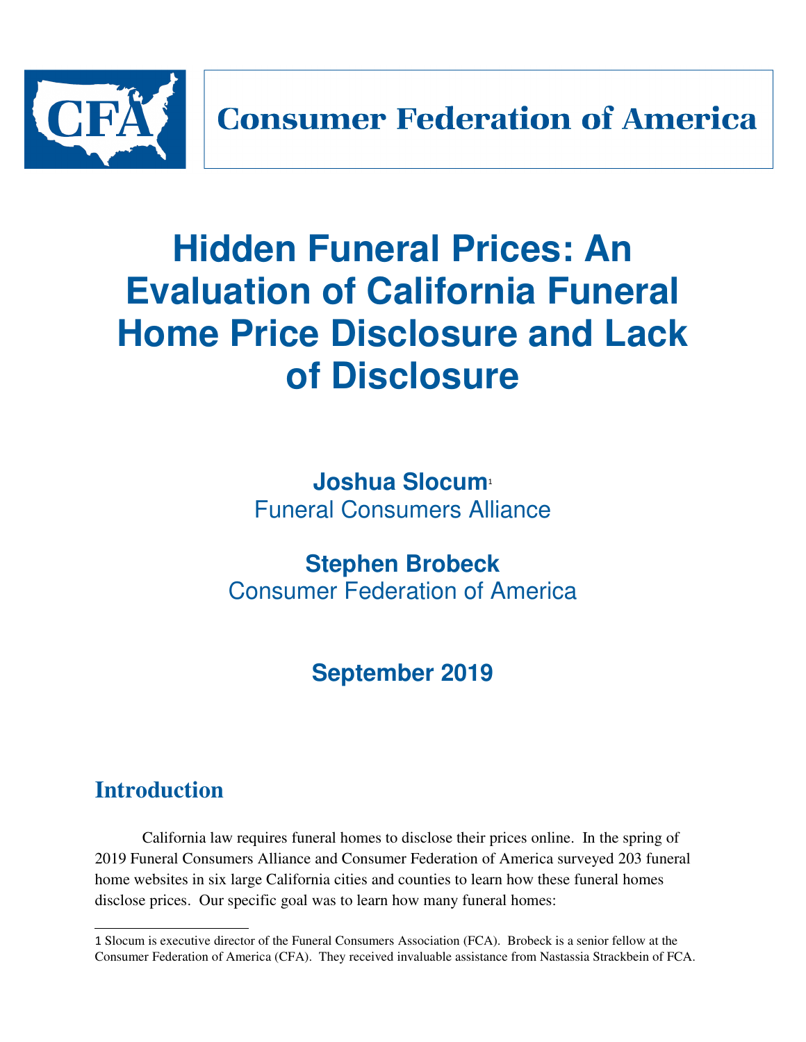Consumer Federation of America

# Hidden Funeral Prices: An Evaluation of California Funeral Home Price Disclosure and Lack of Disclosure

**Joshua Slocum**[1]
Funeral Consumers Alliance

**Stephen Brobeck**
Consumer Federation of America

**September 2019**

## Introduction

California law requires funeral homes to disclose their prices online. In the spring of 2019 Funeral Consumers Alliance and Consumer Federation of America surveyed 203 funeral home websites in six large California cities and counties to learn how these funeral homes disclose prices. Our specific goal was to learn how many funeral homes:

---

1 Slocum is executive director of the Funeral Consumers Association (FCA). Brobeck is a senior fellow at the Consumer Federation of America (CFA). They received invaluable assistance from Nastassia Strackbein of FCA.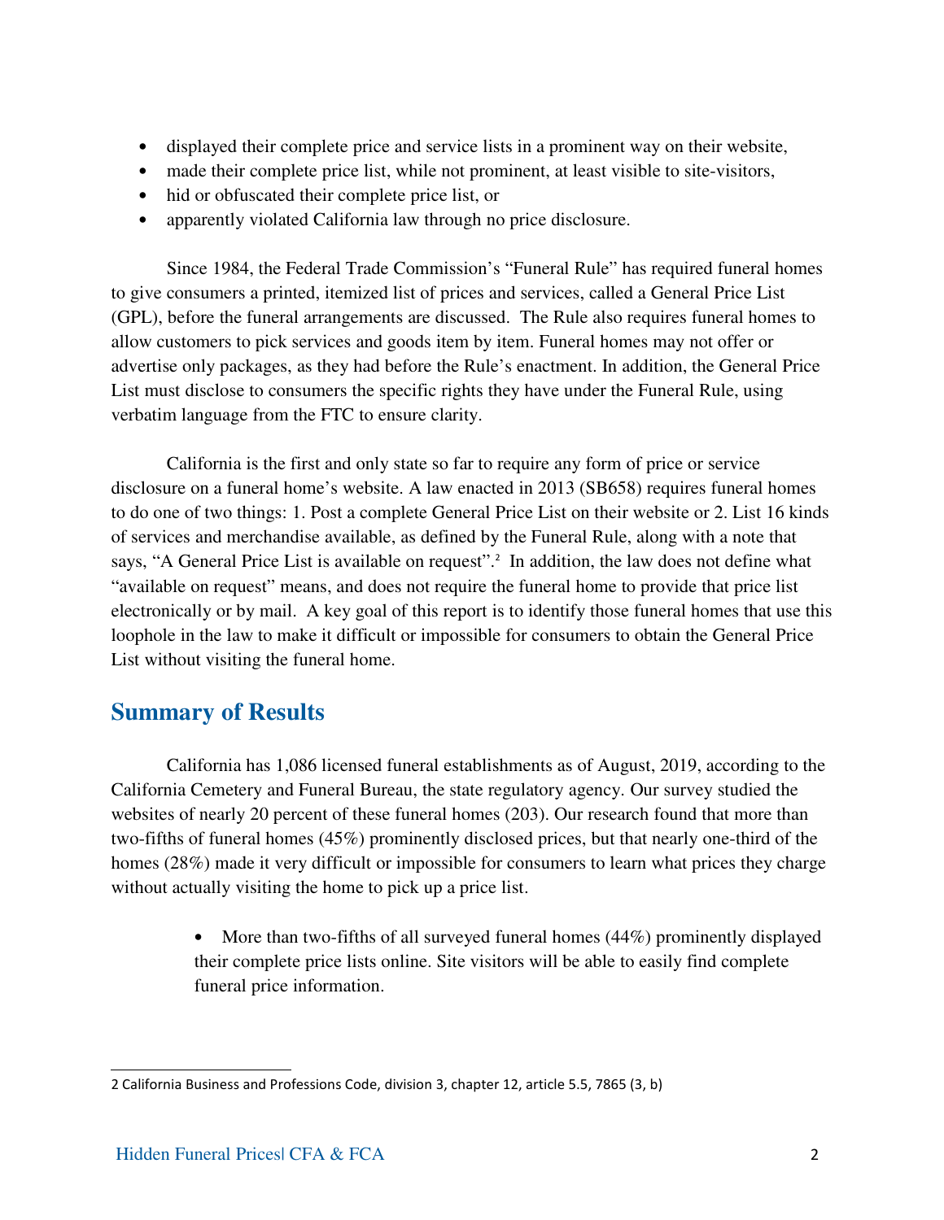- displayed their complete price and service lists in a prominent way on their website,
- made their complete price list, while not prominent, at least visible to site-visitors,
- hid or obfuscated their complete price list, or
- apparently violated California law through no price disclosure.

Since 1984, the Federal Trade Commission's "Funeral Rule" has required funeral homes to give consumers a printed, itemized list of prices and services, called a General Price List (GPL), before the funeral arrangements are discussed. The Rule also requires funeral homes to allow customers to pick services and goods item by item. Funeral homes may not offer or advertise only packages, as they had before the Rule's enactment. In addition, the General Price List must disclose to consumers the specific rights they have under the Funeral Rule, using verbatim language from the FTC to ensure clarity.

California is the first and only state so far to require any form of price or service disclosure on a funeral home's website. A law enacted in 2013 (SB658) requires funeral homes to do one of two things: 1. Post a complete General Price List on their website or 2. List 16 kinds of services and merchandise available, as defined by the Funeral Rule, along with a note that says, "A General Price List is available on request".[2] In addition, the law does not define what "available on request" means, and does not require the funeral home to provide that price list electronically or by mail. A key goal of this report is to identify those funeral homes that use this loophole in the law to make it difficult or impossible for consumers to obtain the General Price List without visiting the funeral home.

## Summary of Results

California has 1,086 licensed funeral establishments as of August, 2019, according to the California Cemetery and Funeral Bureau, the state regulatory agency. Our survey studied the websites of nearly 20 percent of these funeral homes (203). Our research found that more than two-fifths of funeral homes (45%) prominently disclosed prices, but that nearly one-third of the homes (28%) made it very difficult or impossible for consumers to learn what prices they charge without actually visiting the home to pick up a price list.

- More than two-fifths of all surveyed funeral homes (44%) prominently displayed their complete price lists online. Site visitors will be able to easily find complete funeral price information.

---

2 California Business and Professions Code, division 3, chapter 12, article 5.5, 7865 (3, b)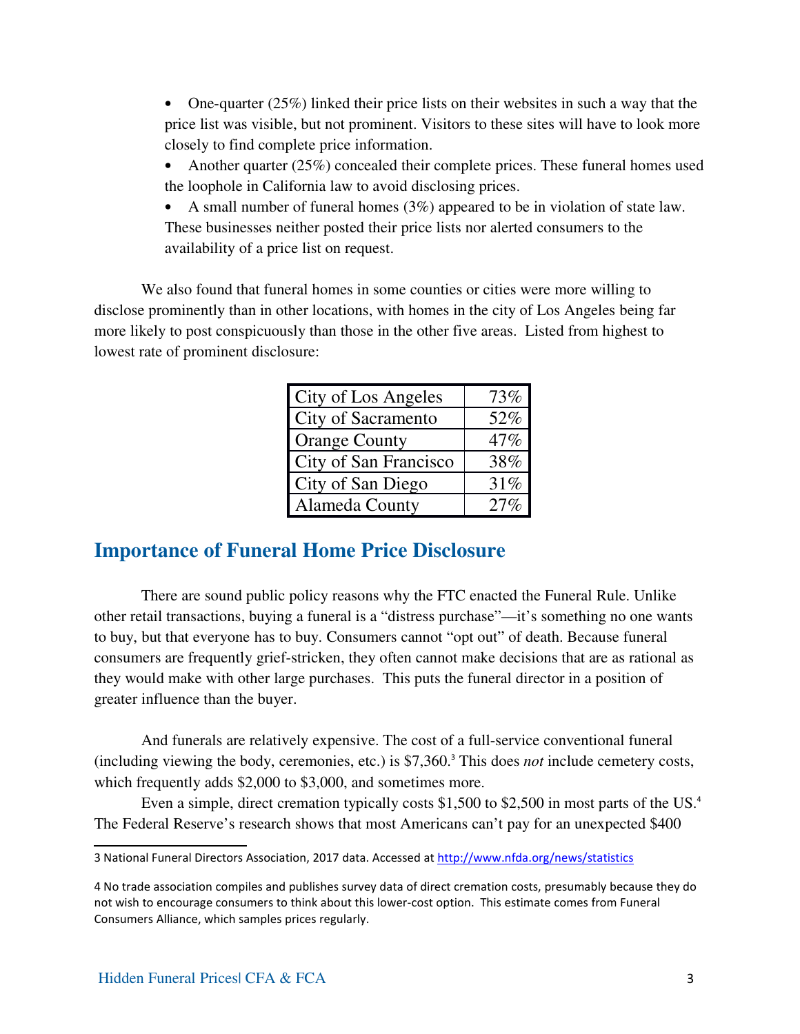- One-quarter (25%) linked their price lists on their websites in such a way that the price list was visible, but not prominent. Visitors to these sites will have to look more closely to find complete price information.
- Another quarter (25%) concealed their complete prices. These funeral homes used the loophole in California law to avoid disclosing prices.
- A small number of funeral homes (3%) appeared to be in violation of state law. These businesses neither posted their price lists nor alerted consumers to the availability of a price list on request.

We also found that funeral homes in some counties or cities were more willing to disclose prominently than in other locations, with homes in the city of Los Angeles being far more likely to post conspicuously than those in the other five areas. Listed from highest to lowest rate of prominent disclosure:

| | |
|---|---|
| City of Los Angeles | 73% |
| City of Sacramento | 52% |
| Orange County | 47% |
| City of San Francisco | 38% |
| City of San Diego | 31% |
| Alameda County | 27% |

## Importance of Funeral Home Price Disclosure

There are sound public policy reasons why the FTC enacted the Funeral Rule. Unlike other retail transactions, buying a funeral is a "distress purchase"—it's something no one wants to buy, but that everyone has to buy. Consumers cannot "opt out" of death. Because funeral consumers are frequently grief-stricken, they often cannot make decisions that are as rational as they would make with other large purchases. This puts the funeral director in a position of greater influence than the buyer.

And funerals are relatively expensive. The cost of a full-service conventional funeral (including viewing the body, ceremonies, etc.) is $7,360.[3] This does *not* include cemetery costs, which frequently adds $2,000 to $3,000, and sometimes more.

Even a simple, direct cremation typically costs $1,500 to $2,500 in most parts of the US.[4] The Federal Reserve's research shows that most Americans can't pay for an unexpected $400

---

3 National Funeral Directors Association, 2017 data. Accessed at http://www.nfda.org/news/statistics

4 No trade association compiles and publishes survey data of direct cremation costs, presumably because they do not wish to encourage consumers to think about this lower-cost option. This estimate comes from Funeral Consumers Alliance, which samples prices regularly.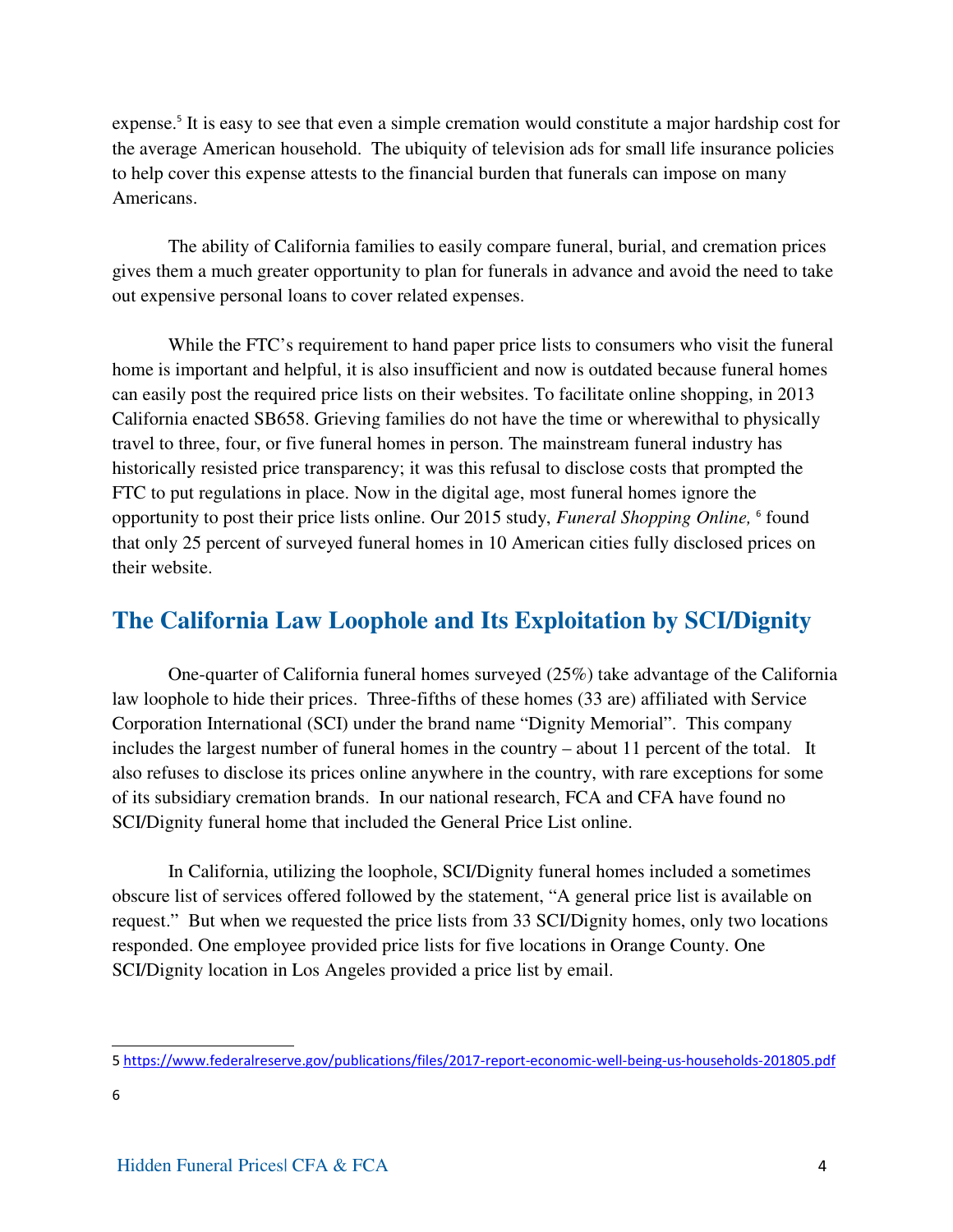expense.[5] It is easy to see that even a simple cremation would constitute a major hardship cost for the average American household. The ubiquity of television ads for small life insurance policies to help cover this expense attests to the financial burden that funerals can impose on many Americans.

The ability of California families to easily compare funeral, burial, and cremation prices gives them a much greater opportunity to plan for funerals in advance and avoid the need to take out expensive personal loans to cover related expenses.

While the FTC's requirement to hand paper price lists to consumers who visit the funeral home is important and helpful, it is also insufficient and now is outdated because funeral homes can easily post the required price lists on their websites. To facilitate online shopping, in 2013 California enacted SB658. Grieving families do not have the time or wherewithal to physically travel to three, four, or five funeral homes in person. The mainstream funeral industry has historically resisted price transparency; it was this refusal to disclose costs that prompted the FTC to put regulations in place. Now in the digital age, most funeral homes ignore the opportunity to post their price lists online. Our 2015 study, *Funeral Shopping Online,* [6] found that only 25 percent of surveyed funeral homes in 10 American cities fully disclosed prices on their website.

## The California Law Loophole and Its Exploitation by SCI/Dignity

One-quarter of California funeral homes surveyed (25%) take advantage of the California law loophole to hide their prices. Three-fifths of these homes (33 are) affiliated with Service Corporation International (SCI) under the brand name "Dignity Memorial". This company includes the largest number of funeral homes in the country – about 11 percent of the total. It also refuses to disclose its prices online anywhere in the country, with rare exceptions for some of its subsidiary cremation brands. In our national research, FCA and CFA have found no SCI/Dignity funeral home that included the General Price List online.

In California, utilizing the loophole, SCI/Dignity funeral homes included a sometimes obscure list of services offered followed by the statement, "A general price list is available on request." But when we requested the price lists from 33 SCI/Dignity homes, only two locations responded. One employee provided price lists for five locations in Orange County. One SCI/Dignity location in Los Angeles provided a price list by email.

---

5 https://www.federalreserve.gov/publications/files/2017-report-economic-well-being-us-households-201805.pdf

6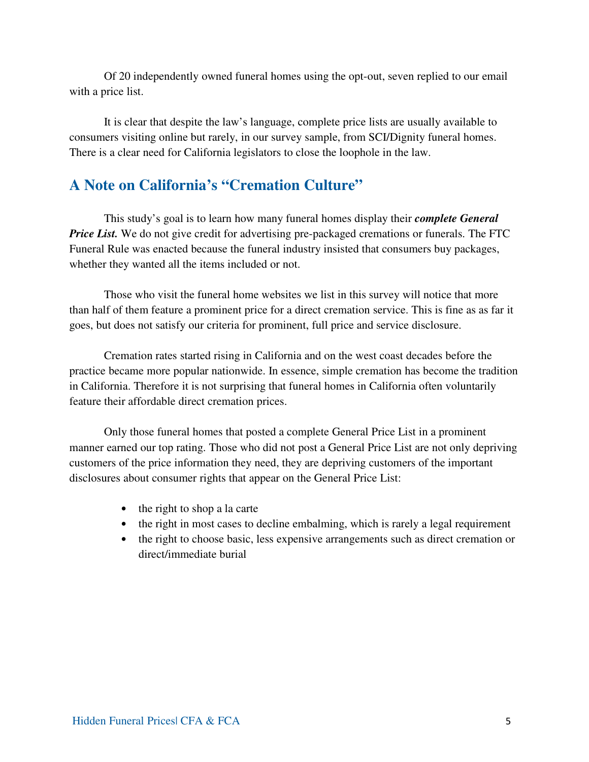Of 20 independently owned funeral homes using the opt-out, seven replied to our email with a price list.

It is clear that despite the law's language, complete price lists are usually available to consumers visiting online but rarely, in our survey sample, from SCI/Dignity funeral homes. There is a clear need for California legislators to close the loophole in the law.

## A Note on California's "Cremation Culture"

This study's goal is to learn how many funeral homes display their ***complete General Price List.*** We do not give credit for advertising pre-packaged cremations or funerals. The FTC Funeral Rule was enacted because the funeral industry insisted that consumers buy packages, whether they wanted all the items included or not.

Those who visit the funeral home websites we list in this survey will notice that more than half of them feature a prominent price for a direct cremation service. This is fine as as far it goes, but does not satisfy our criteria for prominent, full price and service disclosure.

Cremation rates started rising in California and on the west coast decades before the practice became more popular nationwide. In essence, simple cremation has become the tradition in California. Therefore it is not surprising that funeral homes in California often voluntarily feature their affordable direct cremation prices.

Only those funeral homes that posted a complete General Price List in a prominent manner earned our top rating. Those who did not post a General Price List are not only depriving customers of the price information they need, they are depriving customers of the important disclosures about consumer rights that appear on the General Price List:

- the right to shop a la carte
- the right in most cases to decline embalming, which is rarely a legal requirement
- the right to choose basic, less expensive arrangements such as direct cremation or direct/immediate burial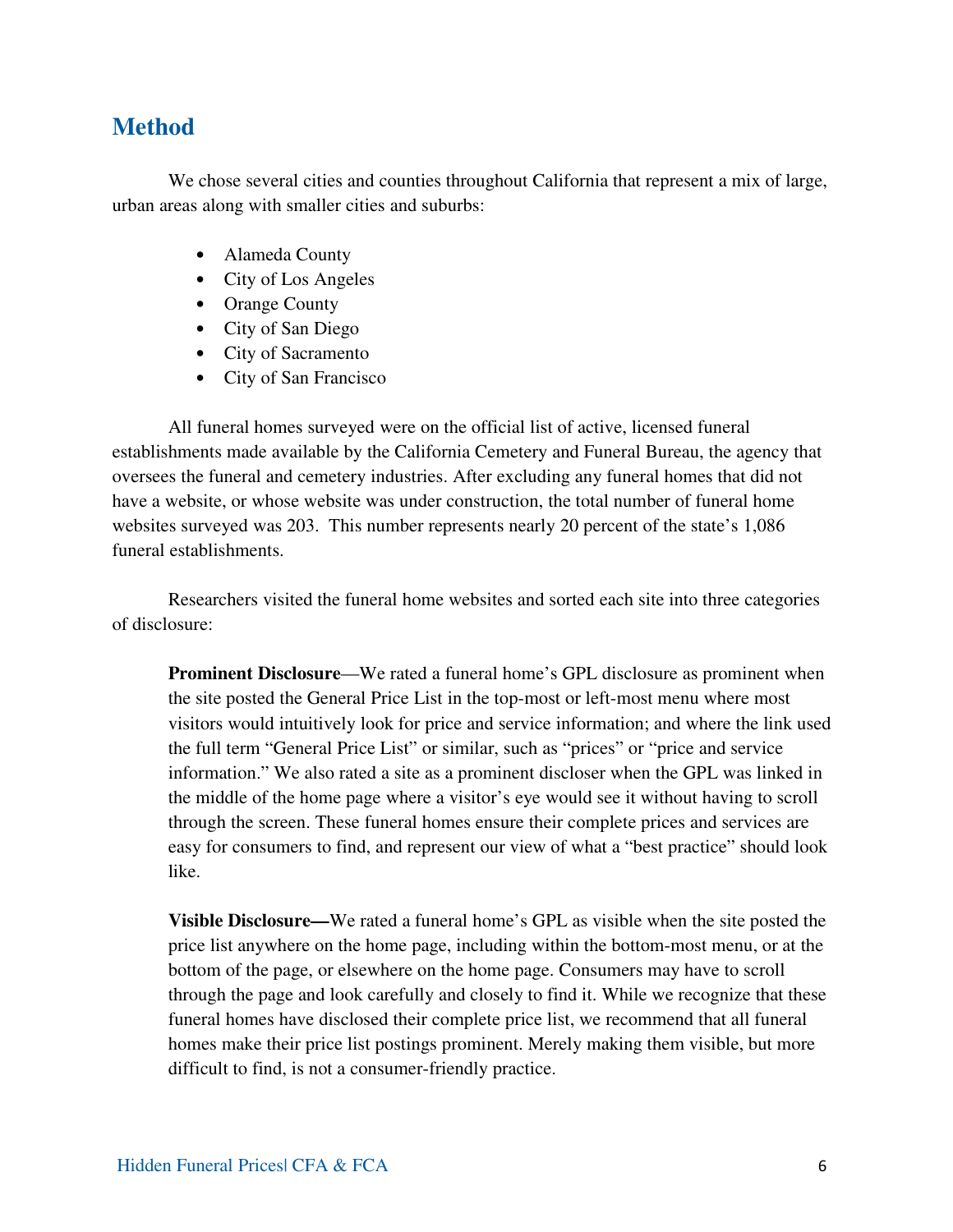## Method

We chose several cities and counties throughout California that represent a mix of large, urban areas along with smaller cities and suburbs:

- Alameda County
- City of Los Angeles
- Orange County
- City of San Diego
- City of Sacramento
- City of San Francisco

All funeral homes surveyed were on the official list of active, licensed funeral establishments made available by the California Cemetery and Funeral Bureau, the agency that oversees the funeral and cemetery industries. After excluding any funeral homes that did not have a website, or whose website was under construction, the total number of funeral home websites surveyed was 203. This number represents nearly 20 percent of the state's 1,086 funeral establishments.

Researchers visited the funeral home websites and sorted each site into three categories of disclosure:

**Prominent Disclosure**—We rated a funeral home's GPL disclosure as prominent when the site posted the General Price List in the top-most or left-most menu where most visitors would intuitively look for price and service information; and where the link used the full term "General Price List" or similar, such as "prices" or "price and service information." We also rated a site as a prominent discloser when the GPL was linked in the middle of the home page where a visitor's eye would see it without having to scroll through the screen. These funeral homes ensure their complete prices and services are easy for consumers to find, and represent our view of what a "best practice" should look like.

**Visible Disclosure—**We rated a funeral home's GPL as visible when the site posted the price list anywhere on the home page, including within the bottom-most menu, or at the bottom of the page, or elsewhere on the home page. Consumers may have to scroll through the page and look carefully and closely to find it. While we recognize that these funeral homes have disclosed their complete price list, we recommend that all funeral homes make their price list postings prominent. Merely making them visible, but more difficult to find, is not a consumer-friendly practice.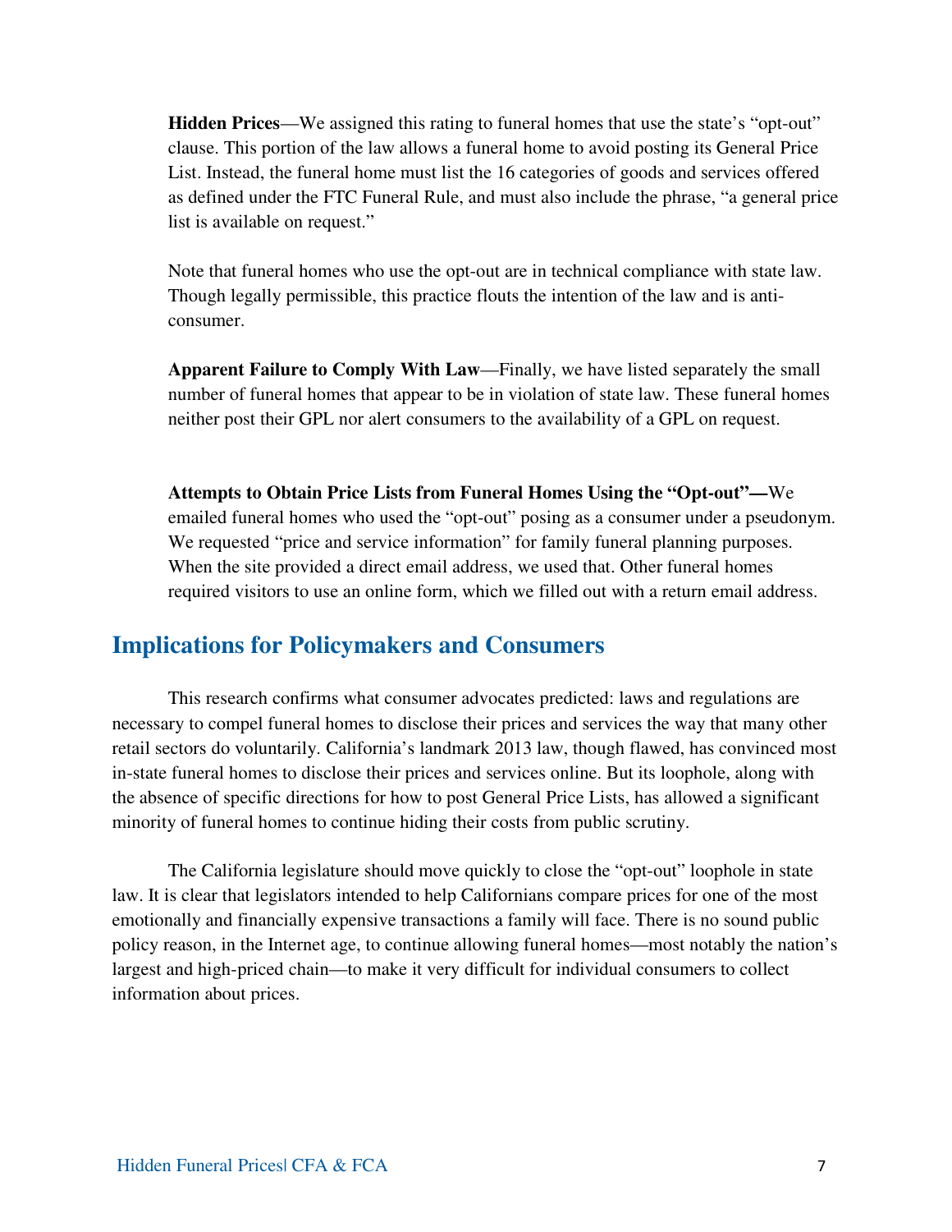**Hidden Prices**—We assigned this rating to funeral homes that use the state's "opt-out" clause. This portion of the law allows a funeral home to avoid posting its General Price List. Instead, the funeral home must list the 16 categories of goods and services offered as defined under the FTC Funeral Rule, and must also include the phrase, "a general price list is available on request."

Note that funeral homes who use the opt-out are in technical compliance with state law. Though legally permissible, this practice flouts the intention of the law and is anti-consumer.

**Apparent Failure to Comply With Law**—Finally, we have listed separately the small number of funeral homes that appear to be in violation of state law. These funeral homes neither post their GPL nor alert consumers to the availability of a GPL on request.

**Attempts to Obtain Price Lists from Funeral Homes Using the "Opt-out"—**We emailed funeral homes who used the "opt-out" posing as a consumer under a pseudonym. We requested "price and service information" for family funeral planning purposes. When the site provided a direct email address, we used that. Other funeral homes required visitors to use an online form, which we filled out with a return email address.

## Implications for Policymakers and Consumers

This research confirms what consumer advocates predicted: laws and regulations are necessary to compel funeral homes to disclose their prices and services the way that many other retail sectors do voluntarily. California's landmark 2013 law, though flawed, has convinced most in-state funeral homes to disclose their prices and services online. But its loophole, along with the absence of specific directions for how to post General Price Lists, has allowed a significant minority of funeral homes to continue hiding their costs from public scrutiny.

The California legislature should move quickly to close the "opt-out" loophole in state law. It is clear that legislators intended to help Californians compare prices for one of the most emotionally and financially expensive transactions a family will face. There is no sound public policy reason, in the Internet age, to continue allowing funeral homes—most notably the nation's largest and high-priced chain—to make it very difficult for individual consumers to collect information about prices.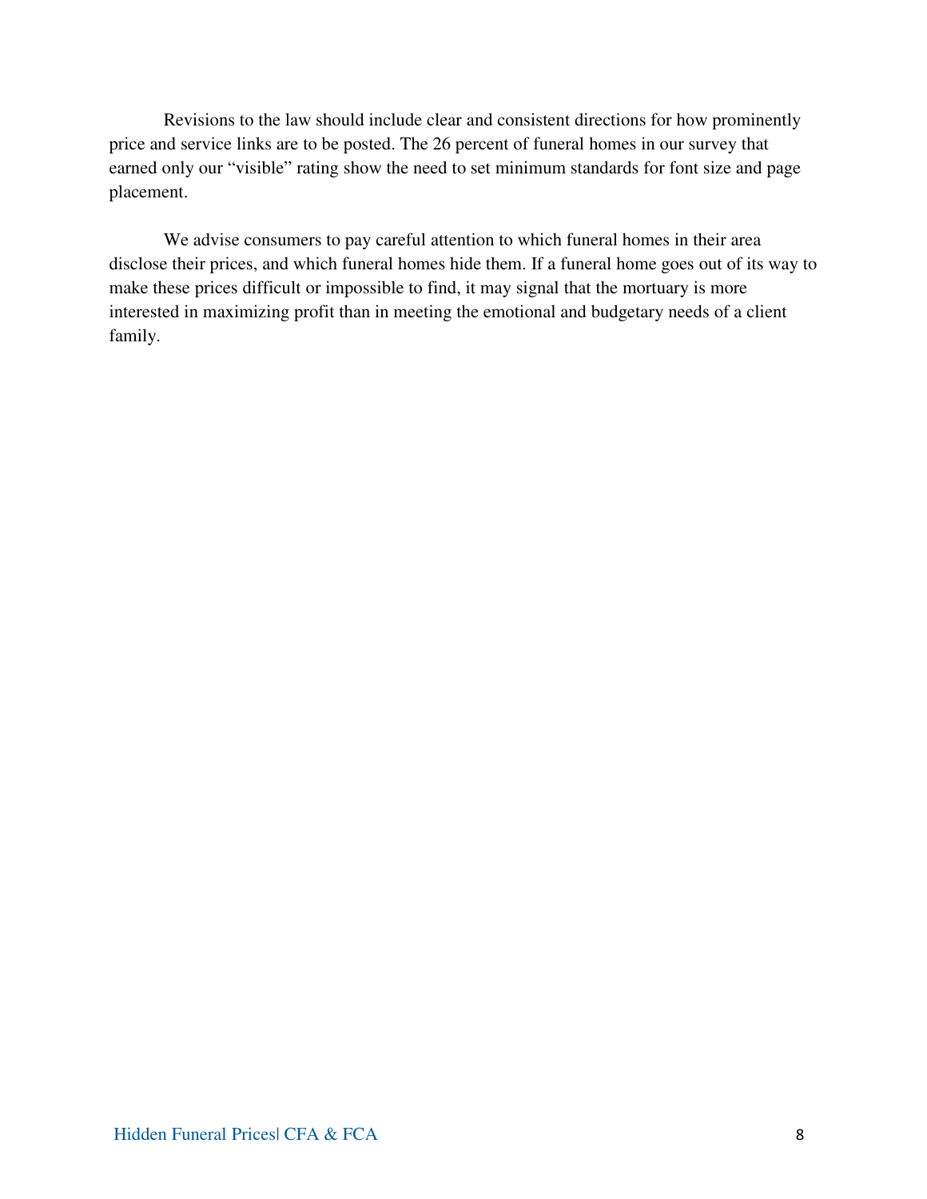Revisions to the law should include clear and consistent directions for how prominently price and service links are to be posted. The 26 percent of funeral homes in our survey that earned only our "visible" rating show the need to set minimum standards for font size and page placement.

We advise consumers to pay careful attention to which funeral homes in their area disclose their prices, and which funeral homes hide them. If a funeral home goes out of its way to make these prices difficult or impossible to find, it may signal that the mortuary is more interested in maximizing profit than in meeting the emotional and budgetary needs of a client family.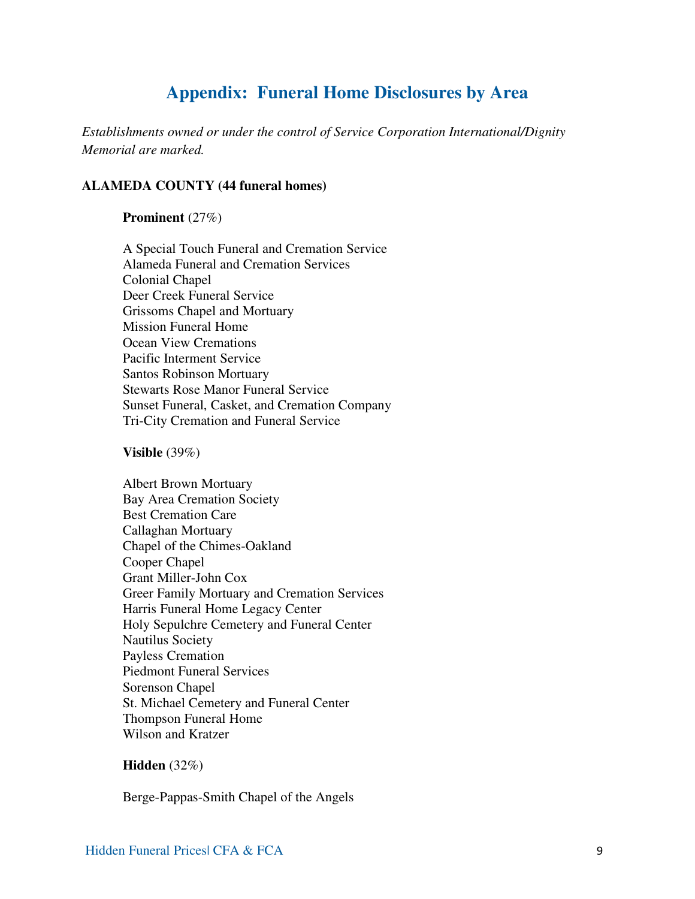# Appendix: Funeral Home Disclosures by Area

*Establishments owned or under the control of Service Corporation International/Dignity Memorial are marked.*

**ALAMEDA COUNTY (44 funeral homes)**

**Prominent** (27%)

A Special Touch Funeral and Cremation Service
Alameda Funeral and Cremation Services
Colonial Chapel
Deer Creek Funeral Service
Grissoms Chapel and Mortuary
Mission Funeral Home
Ocean View Cremations
Pacific Interment Service
Santos Robinson Mortuary
Stewarts Rose Manor Funeral Service
Sunset Funeral, Casket, and Cremation Company
Tri-City Cremation and Funeral Service

**Visible** (39%)

Albert Brown Mortuary
Bay Area Cremation Society
Best Cremation Care
Callaghan Mortuary
Chapel of the Chimes-Oakland
Cooper Chapel
Grant Miller-John Cox
Greer Family Mortuary and Cremation Services
Harris Funeral Home Legacy Center
Holy Sepulchre Cemetery and Funeral Center
Nautilus Society
Payless Cremation
Piedmont Funeral Services
Sorenson Chapel
St. Michael Cemetery and Funeral Center
Thompson Funeral Home
Wilson and Kratzer

**Hidden** (32%)

Berge-Pappas-Smith Chapel of the Angels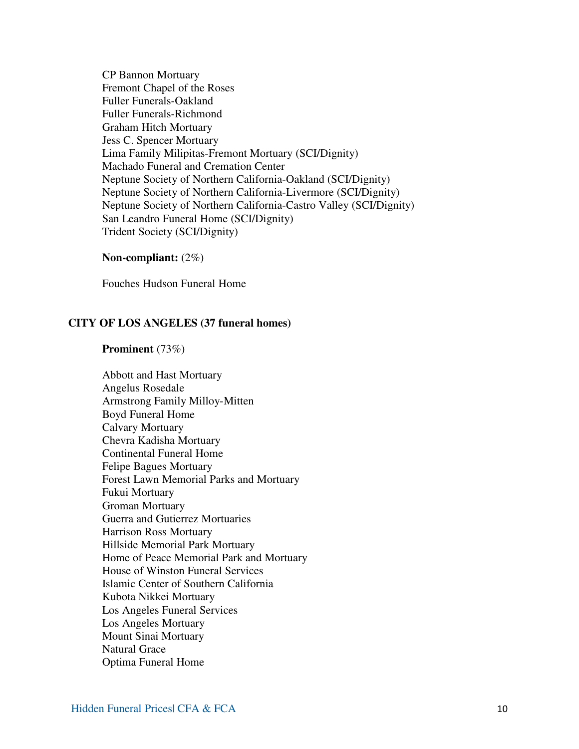CP Bannon Mortuary
Fremont Chapel of the Roses
Fuller Funerals-Oakland
Fuller Funerals-Richmond
Graham Hitch Mortuary
Jess C. Spencer Mortuary
Lima Family Milipitas-Fremont Mortuary (SCI/Dignity)
Machado Funeral and Cremation Center
Neptune Society of Northern California-Oakland (SCI/Dignity)
Neptune Society of Northern California-Livermore (SCI/Dignity)
Neptune Society of Northern California-Castro Valley (SCI/Dignity)
San Leandro Funeral Home (SCI/Dignity)
Trident Society (SCI/Dignity)

**Non-compliant:** (2%)

Fouches Hudson Funeral Home

**CITY OF LOS ANGELES (37 funeral homes)**

**Prominent** (73%)

Abbott and Hast Mortuary
Angelus Rosedale
Armstrong Family Milloy-Mitten
Boyd Funeral Home
Calvary Mortuary
Chevra Kadisha Mortuary
Continental Funeral Home
Felipe Bagues Mortuary
Forest Lawn Memorial Parks and Mortuary
Fukui Mortuary
Groman Mortuary
Guerra and Gutierrez Mortuaries
Harrison Ross Mortuary
Hillside Memorial Park Mortuary
Home of Peace Memorial Park and Mortuary
House of Winston Funeral Services
Islamic Center of Southern California
Kubota Nikkei Mortuary
Los Angeles Funeral Services
Los Angeles Mortuary
Mount Sinai Mortuary
Natural Grace
Optima Funeral Home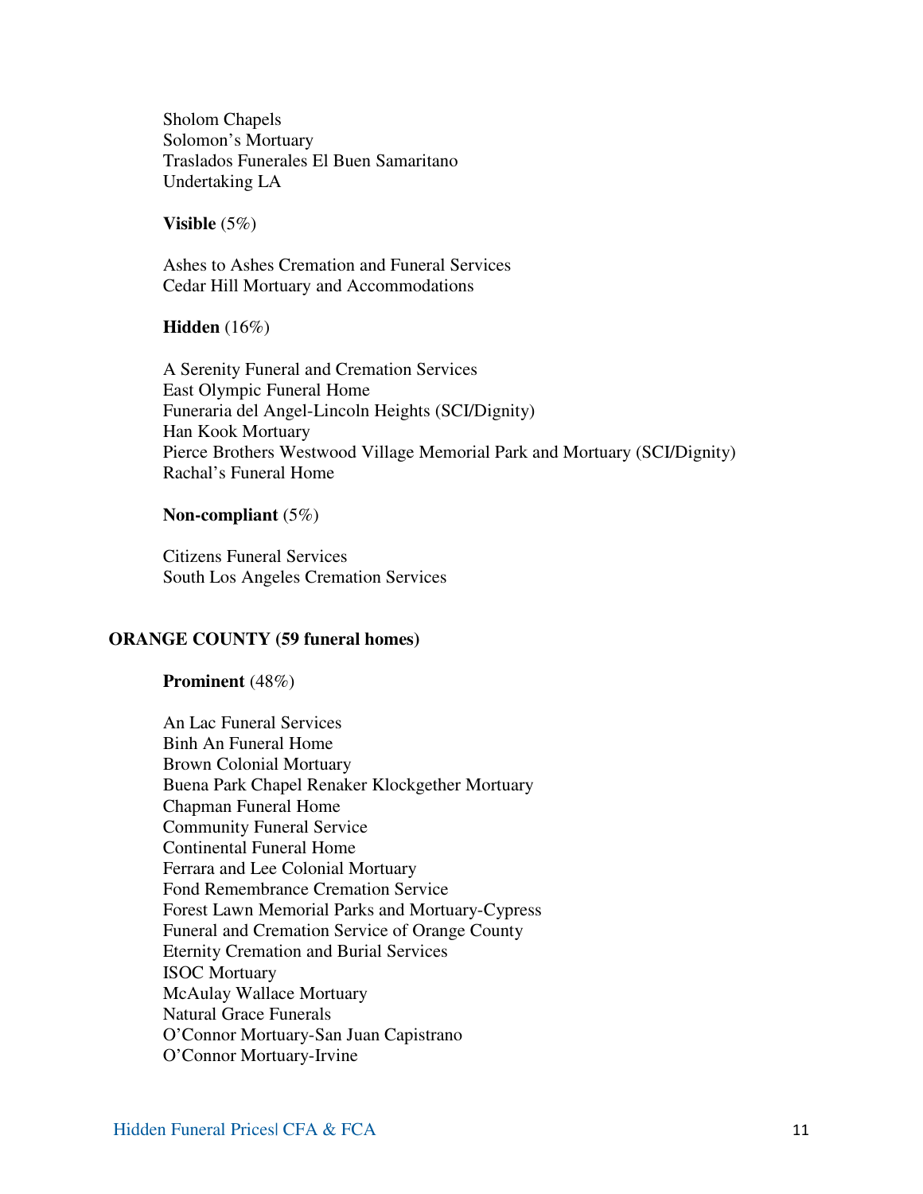Sholom Chapels
Solomon's Mortuary
Traslados Funerales El Buen Samaritano
Undertaking LA

**Visible** (5%)

Ashes to Ashes Cremation and Funeral Services
Cedar Hill Mortuary and Accommodations

**Hidden** (16%)

A Serenity Funeral and Cremation Services
East Olympic Funeral Home
Funeraria del Angel-Lincoln Heights (SCI/Dignity)
Han Kook Mortuary
Pierce Brothers Westwood Village Memorial Park and Mortuary (SCI/Dignity)
Rachal's Funeral Home

**Non-compliant** (5%)

Citizens Funeral Services
South Los Angeles Cremation Services

### ORANGE COUNTY (59 funeral homes)

**Prominent** (48%)

An Lac Funeral Services
Binh An Funeral Home
Brown Colonial Mortuary
Buena Park Chapel Renaker Klockgether Mortuary
Chapman Funeral Home
Community Funeral Service
Continental Funeral Home
Ferrara and Lee Colonial Mortuary
Fond Remembrance Cremation Service
Forest Lawn Memorial Parks and Mortuary-Cypress
Funeral and Cremation Service of Orange County
Eternity Cremation and Burial Services
ISOC Mortuary
McAulay Wallace Mortuary
Natural Grace Funerals
O'Connor Mortuary-San Juan Capistrano
O'Connor Mortuary-Irvine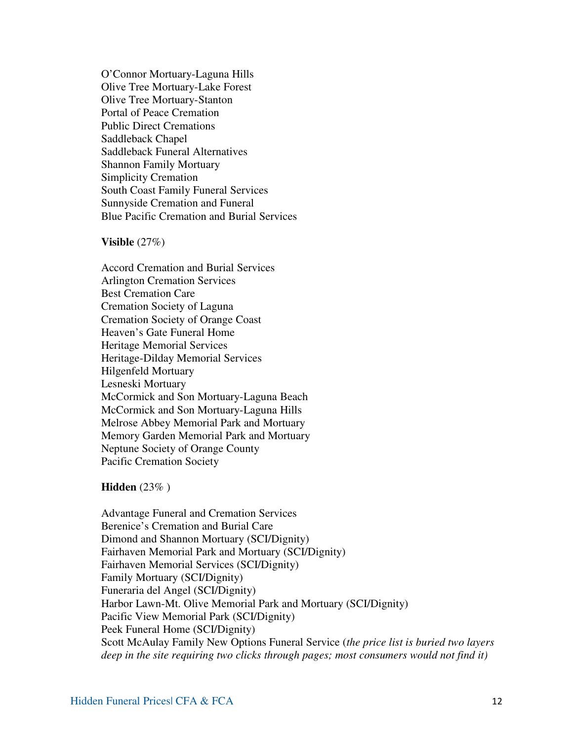O'Connor Mortuary-Laguna Hills
Olive Tree Mortuary-Lake Forest
Olive Tree Mortuary-Stanton
Portal of Peace Cremation
Public Direct Cremations
Saddleback Chapel
Saddleback Funeral Alternatives
Shannon Family Mortuary
Simplicity Cremation
South Coast Family Funeral Services
Sunnyside Cremation and Funeral
Blue Pacific Cremation and Burial Services

**Visible** (27%)

Accord Cremation and Burial Services
Arlington Cremation Services
Best Cremation Care
Cremation Society of Laguna
Cremation Society of Orange Coast
Heaven's Gate Funeral Home
Heritage Memorial Services
Heritage-Dilday Memorial Services
Hilgenfeld Mortuary
Lesneski Mortuary
McCormick and Son Mortuary-Laguna Beach
McCormick and Son Mortuary-Laguna Hills
Melrose Abbey Memorial Park and Mortuary
Memory Garden Memorial Park and Mortuary
Neptune Society of Orange County
Pacific Cremation Society

**Hidden** (23% )

Advantage Funeral and Cremation Services
Berenice's Cremation and Burial Care
Dimond and Shannon Mortuary (SCI/Dignity)
Fairhaven Memorial Park and Mortuary (SCI/Dignity)
Fairhaven Memorial Services (SCI/Dignity)
Family Mortuary (SCI/Dignity)
Funeraria del Angel (SCI/Dignity)
Harbor Lawn-Mt. Olive Memorial Park and Mortuary (SCI/Dignity)
Pacific View Memorial Park (SCI/Dignity)
Peek Funeral Home (SCI/Dignity)
Scott McAulay Family New Options Funeral Service (*the price list is buried two layers deep in the site requiring two clicks through pages; most consumers would not find it)*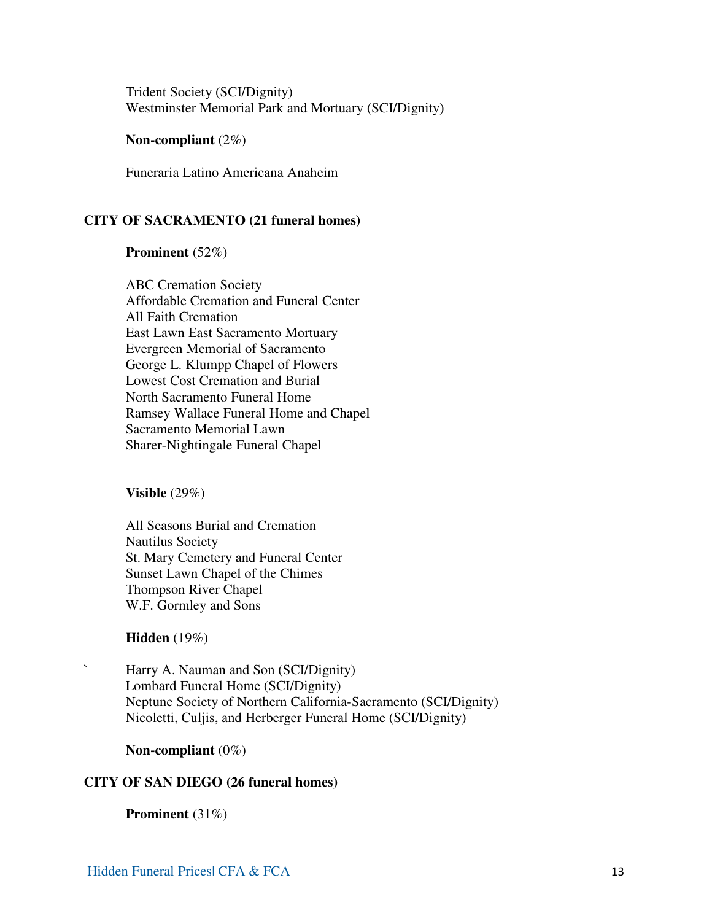Trident Society (SCI/Dignity)
Westminster Memorial Park and Mortuary (SCI/Dignity)

**Non-compliant** (2%)

Funeraria Latino Americana Anaheim

## CITY OF SACRAMENTO (21 funeral homes)

**Prominent** (52%)

ABC Cremation Society
Affordable Cremation and Funeral Center
All Faith Cremation
East Lawn East Sacramento Mortuary
Evergreen Memorial of Sacramento
George L. Klumpp Chapel of Flowers
Lowest Cost Cremation and Burial
North Sacramento Funeral Home
Ramsey Wallace Funeral Home and Chapel
Sacramento Memorial Lawn
Sharer-Nightingale Funeral Chapel

**Visible** (29%)

All Seasons Burial and Cremation
Nautilus Society
St. Mary Cemetery and Funeral Center
Sunset Lawn Chapel of the Chimes
Thompson River Chapel
W.F. Gormley and Sons

**Hidden** (19%)

Harry A. Nauman and Son (SCI/Dignity)
Lombard Funeral Home (SCI/Dignity)
Neptune Society of Northern California-Sacramento (SCI/Dignity)
Nicoletti, Culjis, and Herberger Funeral Home (SCI/Dignity)

**Non-compliant** (0%)

## CITY OF SAN DIEGO (26 funeral homes)

**Prominent** (31%)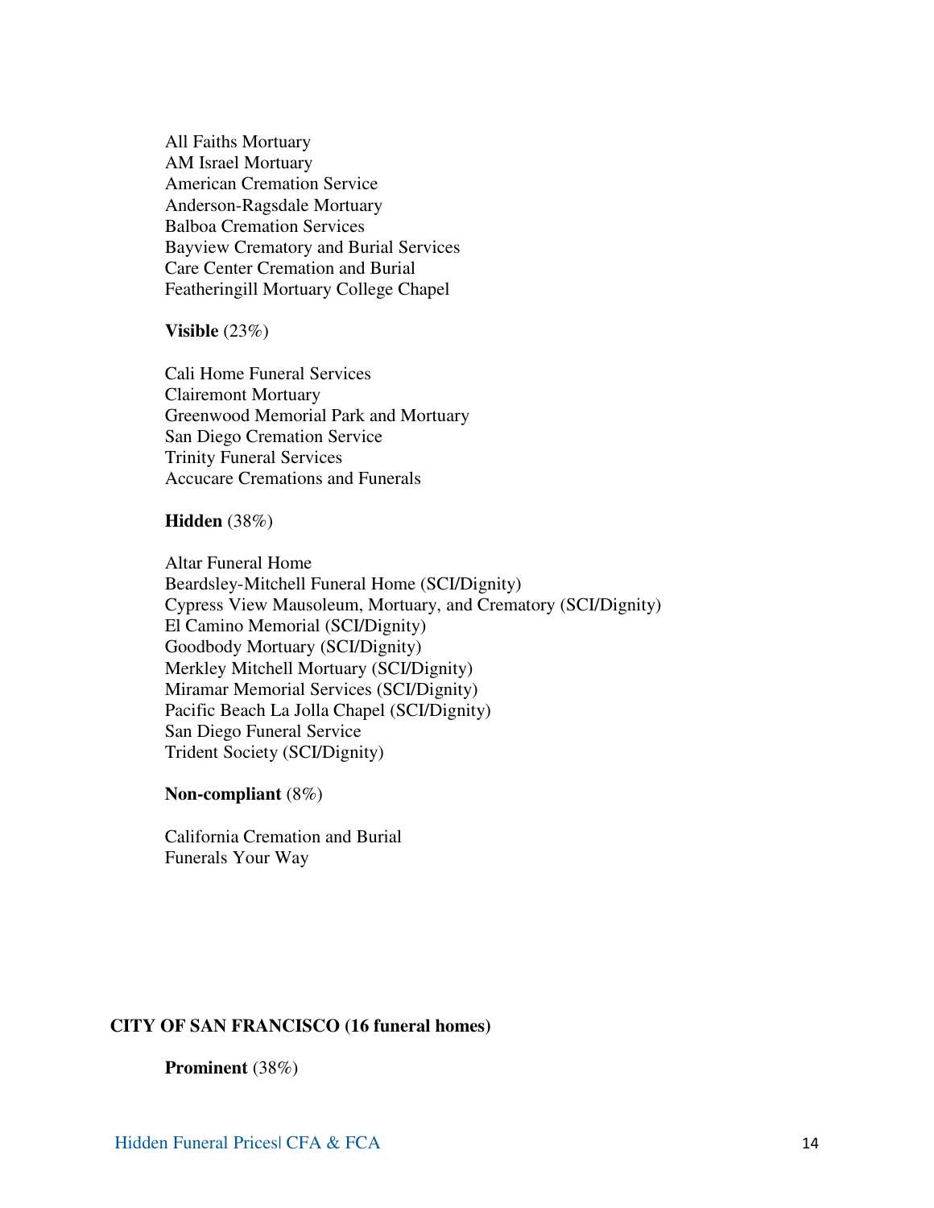All Faiths Mortuary
AM Israel Mortuary
American Cremation Service
Anderson-Ragsdale Mortuary
Balboa Cremation Services
Bayview Crematory and Burial Services
Care Center Cremation and Burial
Featheringill Mortuary College Chapel

**Visible** (23%)

Cali Home Funeral Services
Clairemont Mortuary
Greenwood Memorial Park and Mortuary
San Diego Cremation Service
Trinity Funeral Services
Accucare Cremations and Funerals

**Hidden** (38%)

Altar Funeral Home
Beardsley-Mitchell Funeral Home (SCI/Dignity)
Cypress View Mausoleum, Mortuary, and Crematory (SCI/Dignity)
El Camino Memorial (SCI/Dignity)
Goodbody Mortuary (SCI/Dignity)
Merkley Mitchell Mortuary (SCI/Dignity)
Miramar Memorial Services (SCI/Dignity)
Pacific Beach La Jolla Chapel (SCI/Dignity)
San Diego Funeral Service
Trident Society (SCI/Dignity)

**Non-compliant** (8%)

California Cremation and Burial
Funerals Your Way

## CITY OF SAN FRANCISCO (16 funeral homes)

**Prominent** (38%)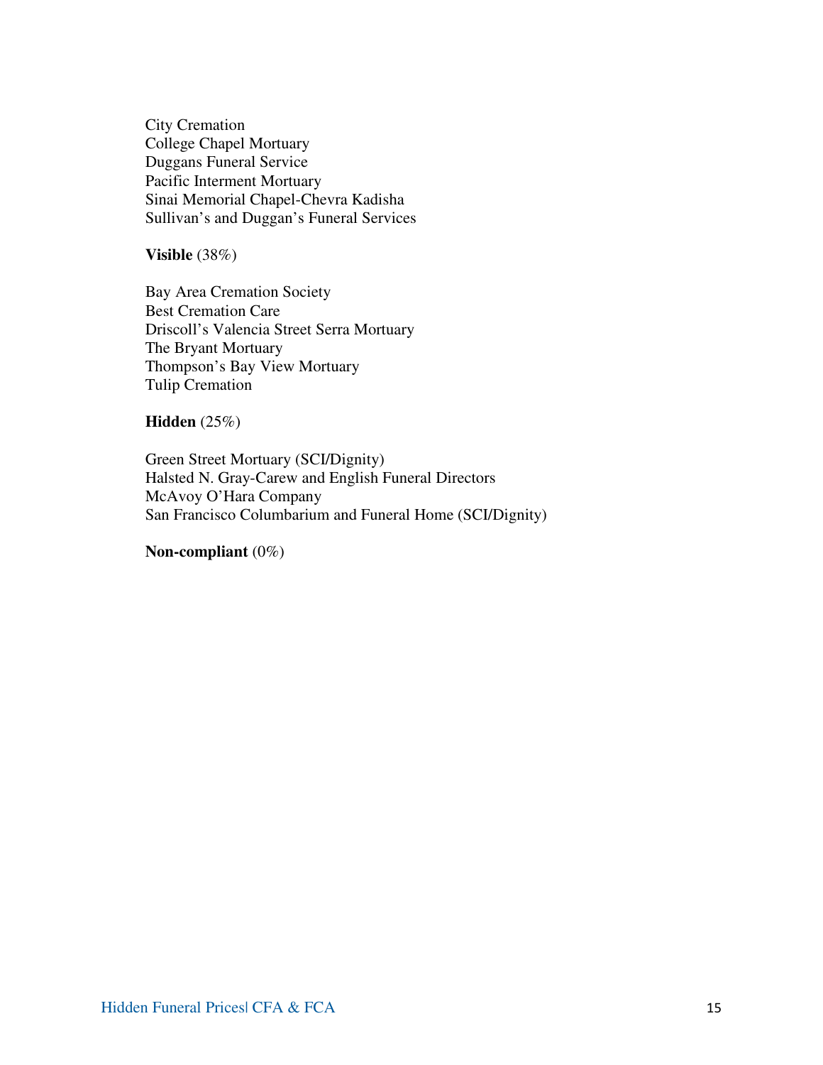City Cremation
College Chapel Mortuary
Duggans Funeral Service
Pacific Interment Mortuary
Sinai Memorial Chapel-Chevra Kadisha
Sullivan's and Duggan's Funeral Services

**Visible** (38%)

Bay Area Cremation Society
Best Cremation Care
Driscoll's Valencia Street Serra Mortuary
The Bryant Mortuary
Thompson's Bay View Mortuary
Tulip Cremation

**Hidden** (25%)

Green Street Mortuary (SCI/Dignity)
Halsted N. Gray-Carew and English Funeral Directors
McAvoy O'Hara Company
San Francisco Columbarium and Funeral Home (SCI/Dignity)

**Non-compliant** (0%)